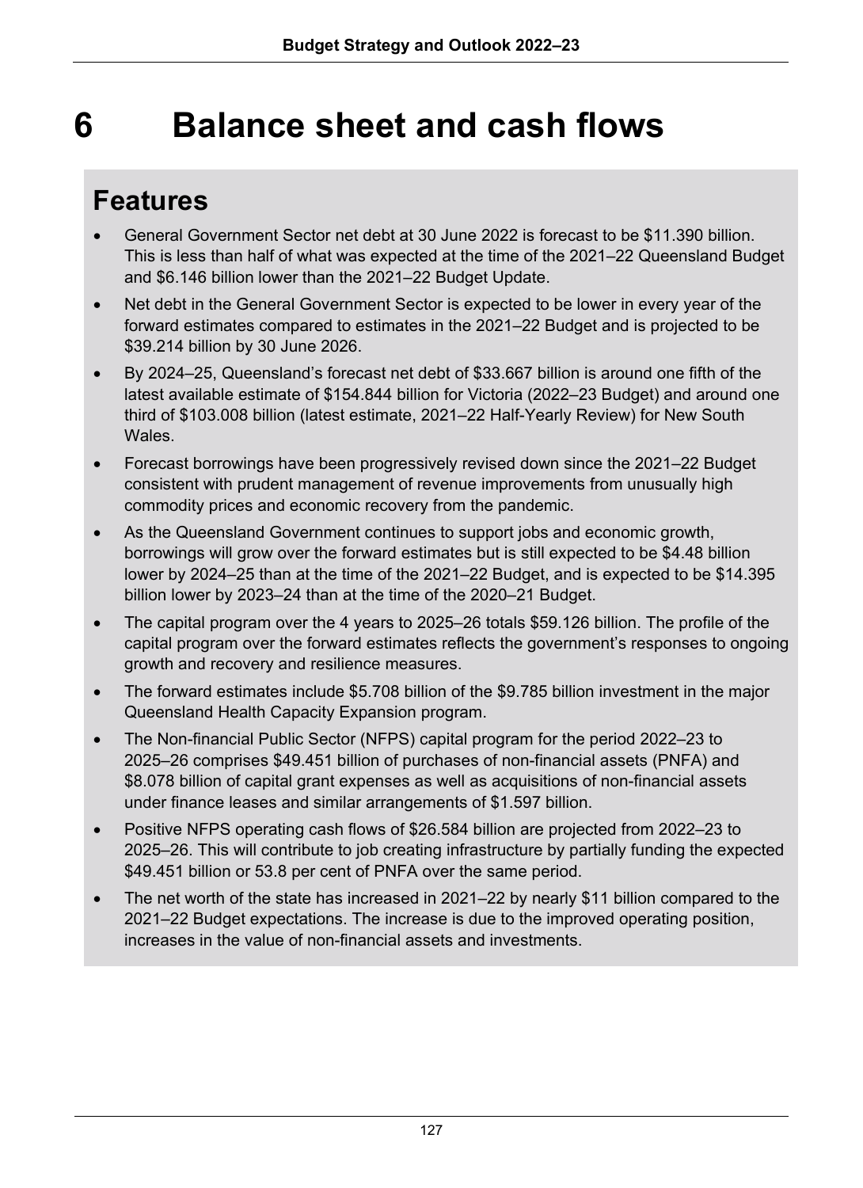# 6 Balance sheet and cash flows

## Features

- General Government Sector net debt at 30 June 2022 is forecast to be $11.390 billion. This is less than half of what was expected at the time of the 2021–22 Queensland Budget and $6.146 billion lower than the 2021–22 Budget Update.
- Net debt in the General Government Sector is expected to be lower in every year of the forward estimates compared to estimates in the 2021–22 Budget and is projected to be $39.214 billion by 30 June 2026.
- By 2024–25, Queensland's forecast net debt of $33.667 billion is around one fifth of the latest available estimate of $154.844 billion for Victoria (2022–23 Budget) and around one third of $103.008 billion (latest estimate, 2021–22 Half-Yearly Review) for New South Wales.
- Forecast borrowings have been progressively revised down since the 2021–22 Budget consistent with prudent management of revenue improvements from unusually high commodity prices and economic recovery from the pandemic.
- As the Queensland Government continues to support jobs and economic growth, borrowings will grow over the forward estimates but is still expected to be $4.48 billion lower by 2024–25 than at the time of the 2021–22 Budget, and is expected to be $14.395 billion lower by 2023–24 than at the time of the 2020–21 Budget.
- The capital program over the 4 years to 2025–26 totals $59.126 billion. The profile of the capital program over the forward estimates reflects the government's responses to ongoing growth and recovery and resilience measures.
- The forward estimates include $5.708 billion of the $9.785 billion investment in the major Queensland Health Capacity Expansion program.
- The Non-financial Public Sector (NFPS) capital program for the period 2022–23 to 2025–26 comprises $49.451 billion of purchases of non-financial assets (PNFA) and $8.078 billion of capital grant expenses as well as acquisitions of non-financial assets under finance leases and similar arrangements of $1.597 billion.
- Positive NFPS operating cash flows of $26.584 billion are projected from 2022–23 to 2025–26. This will contribute to job creating infrastructure by partially funding the expected $49.451 billion or 53.8 per cent of PNFA over the same period.
- The net worth of the state has increased in 2021–22 by nearly $11 billion compared to the 2021–22 Budget expectations. The increase is due to the improved operating position, increases in the value of non-financial assets and investments.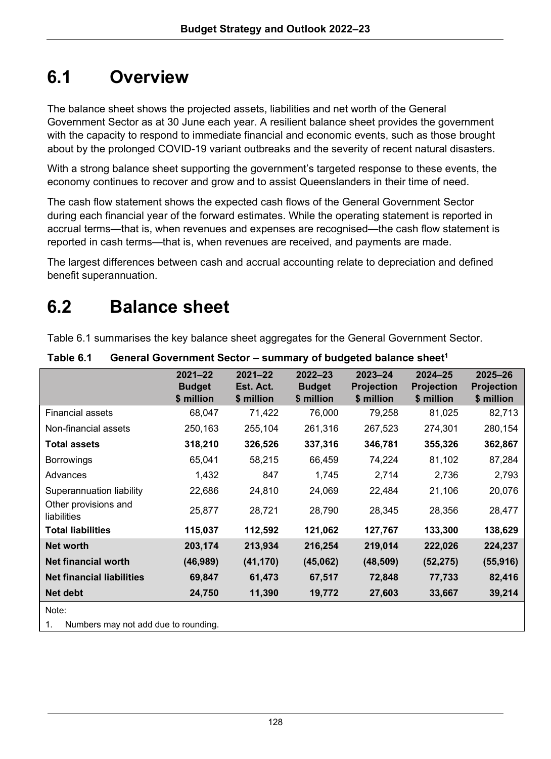# 6.1 Overview

The balance sheet shows the projected assets, liabilities and net worth of the General Government Sector as at 30 June each year. A resilient balance sheet provides the government with the capacity to respond to immediate financial and economic events, such as those brought about by the prolonged COVID-19 variant outbreaks and the severity of recent natural disasters.

With a strong balance sheet supporting the government's targeted response to these events, the economy continues to recover and grow and to assist Queenslanders in their time of need.

The cash flow statement shows the expected cash flows of the General Government Sector during each financial year of the forward estimates. While the operating statement is reported in accrual terms—that is, when revenues and expenses are recognised—the cash flow statement is reported in cash terms—that is, when revenues are received, and payments are made.

The largest differences between cash and accrual accounting relate to depreciation and defined benefit superannuation.

# 6.2 Balance sheet

Table 6.1 summarises the key balance sheet aggregates for the General Government Sector.

**Table 6.1 General Government Sector – summary of budgeted balance sheet[1]**

| | 2021–22 Budget $ million | 2021–22 Est. Act. $ million | 2022–23 Budget $ million | 2023–24 Projection $ million | 2024–25 Projection $ million | 2025–26 Projection $ million |
|---|---|---|---|---|---|---|
| Financial assets | 68,047 | 71,422 | 76,000 | 79,258 | 81,025 | 82,713 |
| Non-financial assets | 250,163 | 255,104 | 261,316 | 267,523 | 274,301 | 280,154 |
| **Total assets** | **318,210** | **326,526** | **337,316** | **346,781** | **355,326** | **362,867** |
| Borrowings | 65,041 | 58,215 | 66,459 | 74,224 | 81,102 | 87,284 |
| Advances | 1,432 | 847 | 1,745 | 2,714 | 2,736 | 2,793 |
| Superannuation liability | 22,686 | 24,810 | 24,069 | 22,484 | 21,106 | 20,076 |
| Other provisions and liabilities | 25,877 | 28,721 | 28,790 | 28,345 | 28,356 | 28,477 |
| **Total liabilities** | **115,037** | **112,592** | **121,062** | **127,767** | **133,300** | **138,629** |
| **Net worth** | **203,174** | **213,934** | **216,254** | **219,014** | **222,026** | **224,237** |
| **Net financial worth** | **(46,989)** | **(41,170)** | **(45,062)** | **(48,509)** | **(52,275)** | **(55,916)** |
| **Net financial liabilities** | **69,847** | **61,473** | **67,517** | **72,848** | **77,733** | **82,416** |
| **Net debt** | **24,750** | **11,390** | **19,772** | **27,603** | **33,667** | **39,214** |

Note:

1. Numbers may not add due to rounding.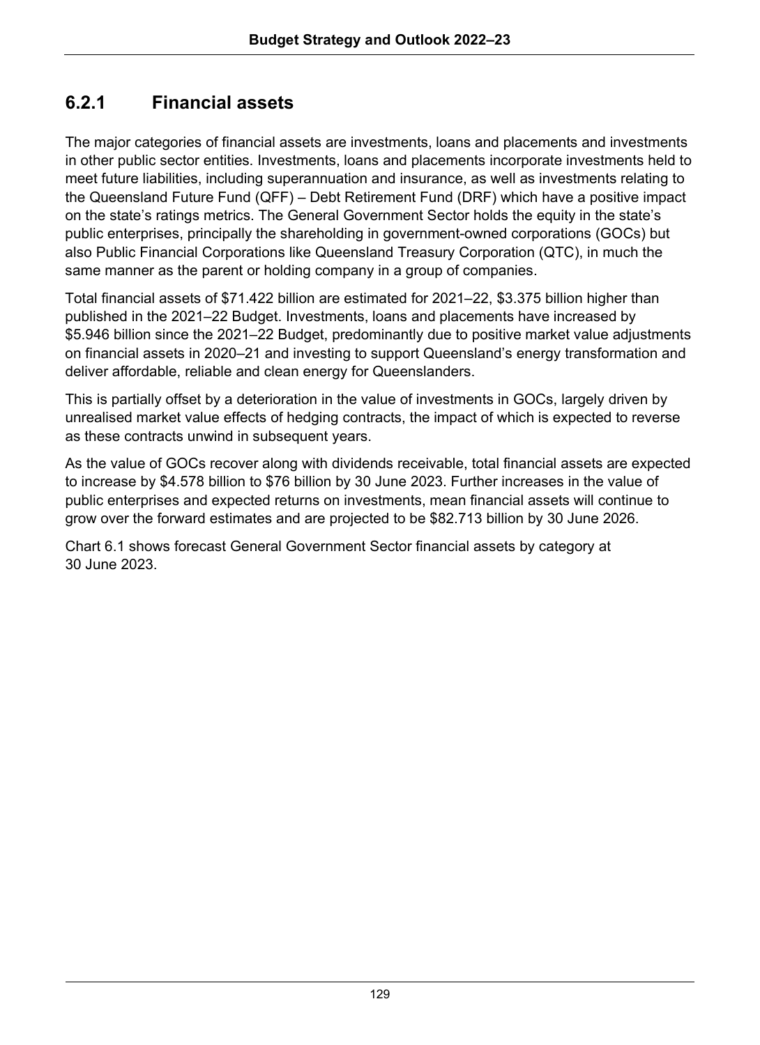## 6.2.1 Financial assets

The major categories of financial assets are investments, loans and placements and investments in other public sector entities. Investments, loans and placements incorporate investments held to meet future liabilities, including superannuation and insurance, as well as investments relating to the Queensland Future Fund (QFF) – Debt Retirement Fund (DRF) which have a positive impact on the state's ratings metrics. The General Government Sector holds the equity in the state's public enterprises, principally the shareholding in government-owned corporations (GOCs) but also Public Financial Corporations like Queensland Treasury Corporation (QTC), in much the same manner as the parent or holding company in a group of companies.

Total financial assets of $71.422 billion are estimated for 2021–22, $3.375 billion higher than published in the 2021–22 Budget. Investments, loans and placements have increased by $5.946 billion since the 2021–22 Budget, predominantly due to positive market value adjustments on financial assets in 2020–21 and investing to support Queensland's energy transformation and deliver affordable, reliable and clean energy for Queenslanders.

This is partially offset by a deterioration in the value of investments in GOCs, largely driven by unrealised market value effects of hedging contracts, the impact of which is expected to reverse as these contracts unwind in subsequent years.

As the value of GOCs recover along with dividends receivable, total financial assets are expected to increase by $4.578 billion to $76 billion by 30 June 2023. Further increases in the value of public enterprises and expected returns on investments, mean financial assets will continue to grow over the forward estimates and are projected to be $82.713 billion by 30 June 2026.

Chart 6.1 shows forecast General Government Sector financial assets by category at 30 June 2023.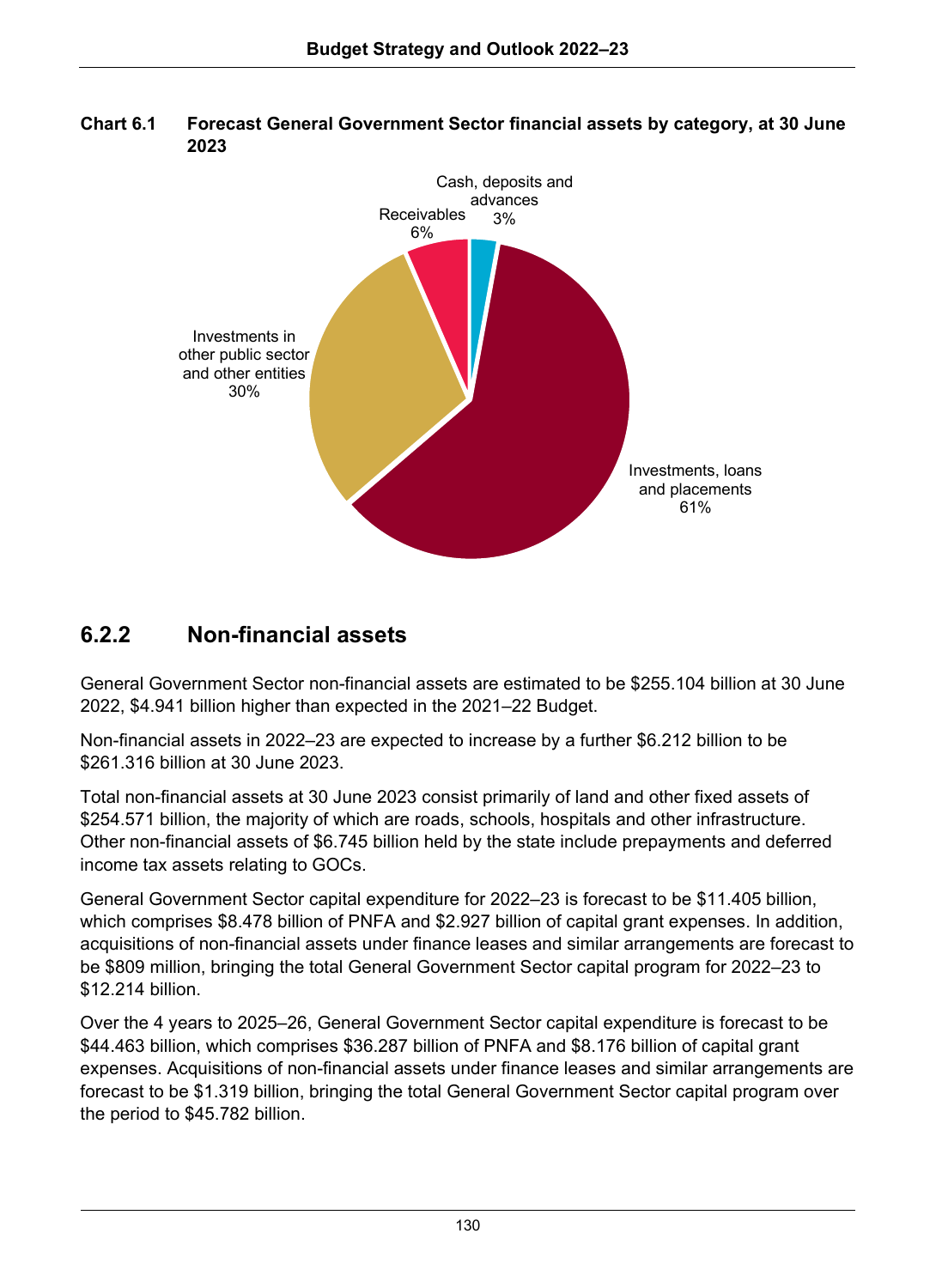**Chart 6.1 Forecast General Government Sector financial assets by category, at 30 June 2023**

Cash, deposits and advances 3%

Receivables 6%

Investments in other public sector and other entities 30%

Investments, loans and placements 61%

## 6.2.2 Non-financial assets

General Government Sector non-financial assets are estimated to be $255.104 billion at 30 June 2022, $4.941 billion higher than expected in the 2021–22 Budget.

Non-financial assets in 2022–23 are expected to increase by a further $6.212 billion to be $261.316 billion at 30 June 2023.

Total non-financial assets at 30 June 2023 consist primarily of land and other fixed assets of $254.571 billion, the majority of which are roads, schools, hospitals and other infrastructure. Other non-financial assets of $6.745 billion held by the state include prepayments and deferred income tax assets relating to GOCs.

General Government Sector capital expenditure for 2022–23 is forecast to be $11.405 billion, which comprises $8.478 billion of PNFA and $2.927 billion of capital grant expenses. In addition, acquisitions of non-financial assets under finance leases and similar arrangements are forecast to be $809 million, bringing the total General Government Sector capital program for 2022–23 to $12.214 billion.

Over the 4 years to 2025–26, General Government Sector capital expenditure is forecast to be $44.463 billion, which comprises $36.287 billion of PNFA and $8.176 billion of capital grant expenses. Acquisitions of non-financial assets under finance leases and similar arrangements are forecast to be $1.319 billion, bringing the total General Government Sector capital program over the period to $45.782 billion.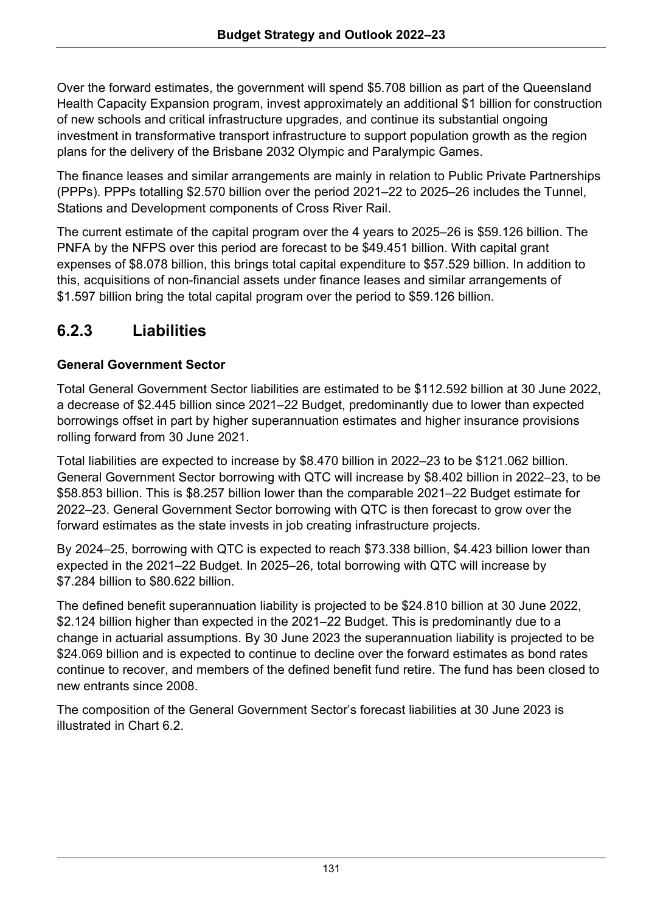Over the forward estimates, the government will spend $5.708 billion as part of the Queensland Health Capacity Expansion program, invest approximately an additional $1 billion for construction of new schools and critical infrastructure upgrades, and continue its substantial ongoing investment in transformative transport infrastructure to support population growth as the region plans for the delivery of the Brisbane 2032 Olympic and Paralympic Games.

The finance leases and similar arrangements are mainly in relation to Public Private Partnerships (PPPs). PPPs totalling $2.570 billion over the period 2021–22 to 2025–26 includes the Tunnel, Stations and Development components of Cross River Rail.

The current estimate of the capital program over the 4 years to 2025–26 is $59.126 billion. The PNFA by the NFPS over this period are forecast to be $49.451 billion. With capital grant expenses of $8.078 billion, this brings total capital expenditure to $57.529 billion. In addition to this, acquisitions of non-financial assets under finance leases and similar arrangements of $1.597 billion bring the total capital program over the period to $59.126 billion.

## 6.2.3 Liabilities

**General Government Sector**

Total General Government Sector liabilities are estimated to be $112.592 billion at 30 June 2022, a decrease of $2.445 billion since 2021–22 Budget, predominantly due to lower than expected borrowings offset in part by higher superannuation estimates and higher insurance provisions rolling forward from 30 June 2021.

Total liabilities are expected to increase by $8.470 billion in 2022–23 to be $121.062 billion. General Government Sector borrowing with QTC will increase by $8.402 billion in 2022–23, to be $58.853 billion. This is $8.257 billion lower than the comparable 2021–22 Budget estimate for 2022–23. General Government Sector borrowing with QTC is then forecast to grow over the forward estimates as the state invests in job creating infrastructure projects.

By 2024–25, borrowing with QTC is expected to reach $73.338 billion, $4.423 billion lower than expected in the 2021–22 Budget. In 2025–26, total borrowing with QTC will increase by $7.284 billion to $80.622 billion.

The defined benefit superannuation liability is projected to be $24.810 billion at 30 June 2022, $2.124 billion higher than expected in the 2021–22 Budget. This is predominantly due to a change in actuarial assumptions. By 30 June 2023 the superannuation liability is projected to be $24.069 billion and is expected to continue to decline over the forward estimates as bond rates continue to recover, and members of the defined benefit fund retire. The fund has been closed to new entrants since 2008.

The composition of the General Government Sector's forecast liabilities at 30 June 2023 is illustrated in Chart 6.2.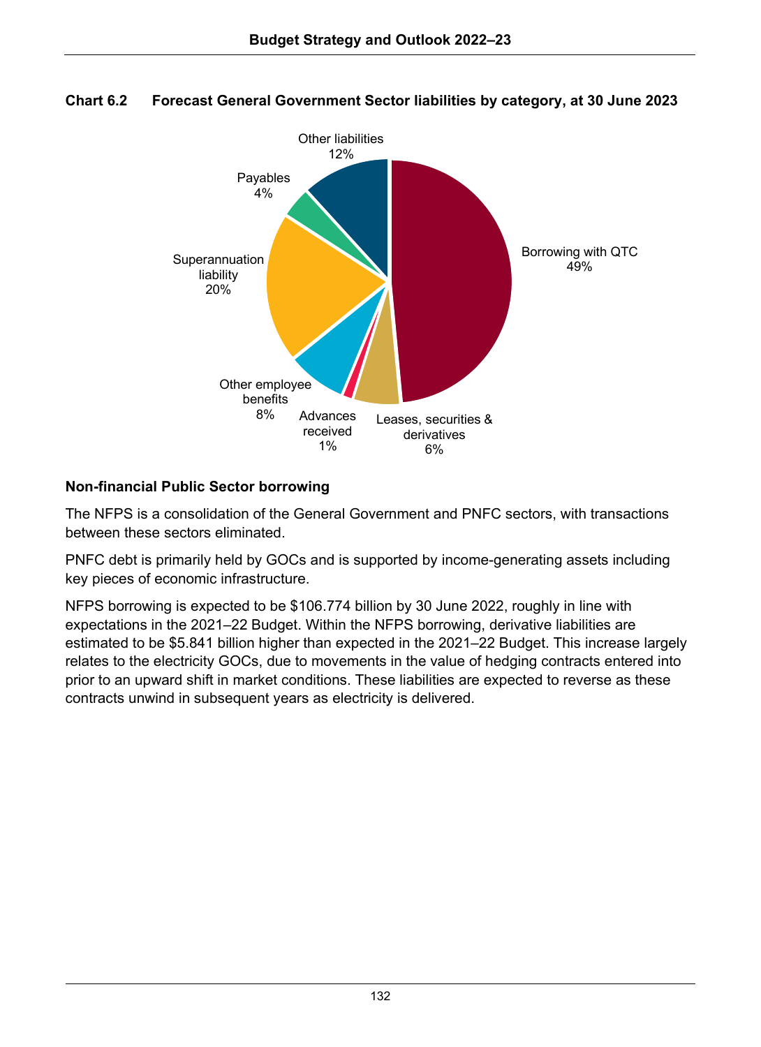**Chart 6.2 Forecast General Government Sector liabilities by category, at 30 June 2023**

| Category | Share |
| --- | --- |
| Borrowing with QTC | 49% |
| Leases, securities & derivatives | 6% |
| Advances received | 1% |
| Other employee benefits | 8% |
| Superannuation liability | 20% |
| Payables | 4% |
| Other liabilities | 12% |

### Non-financial Public Sector borrowing

The NFPS is a consolidation of the General Government and PNFC sectors, with transactions between these sectors eliminated.

PNFC debt is primarily held by GOCs and is supported by income-generating assets including key pieces of economic infrastructure.

NFPS borrowing is expected to be $106.774 billion by 30 June 2022, roughly in line with expectations in the 2021–22 Budget. Within the NFPS borrowing, derivative liabilities are estimated to be $5.841 billion higher than expected in the 2021–22 Budget. This increase largely relates to the electricity GOCs, due to movements in the value of hedging contracts entered into prior to an upward shift in market conditions. These liabilities are expected to reverse as these contracts unwind in subsequent years as electricity is delivered.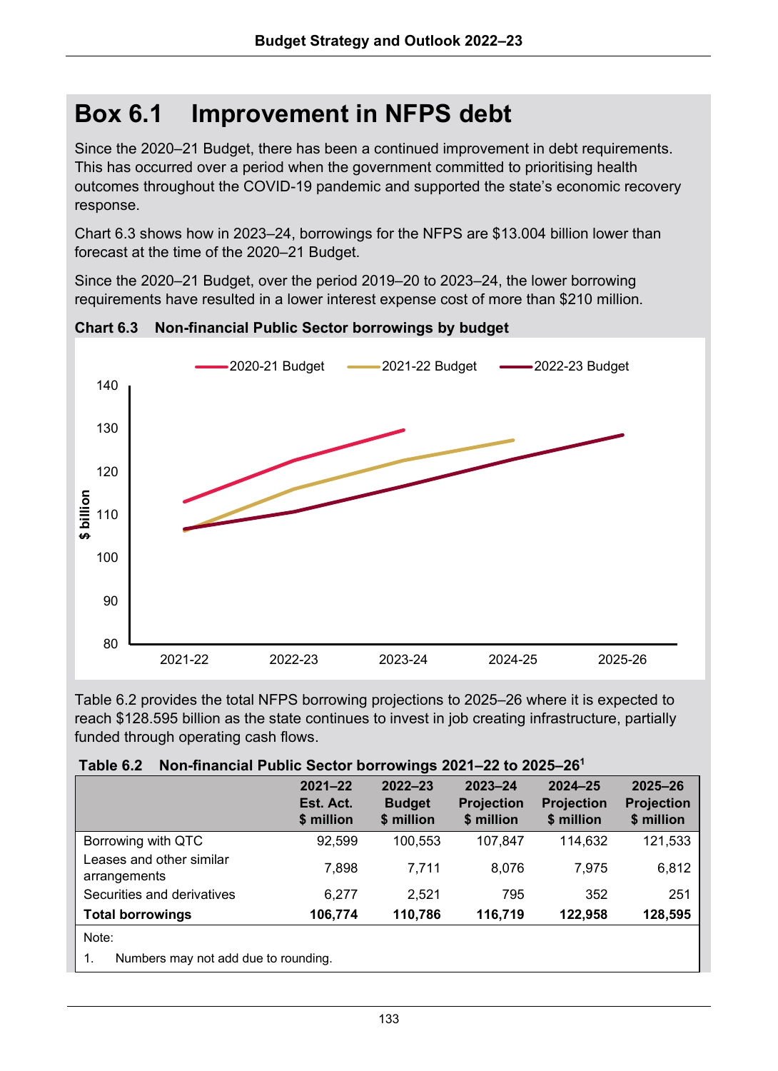# Box 6.1 Improvement in NFPS debt

Since the 2020–21 Budget, there has been a continued improvement in debt requirements. This has occurred over a period when the government committed to prioritising health outcomes throughout the COVID-19 pandemic and supported the state's economic recovery response.

Chart 6.3 shows how in 2023–24, borrowings for the NFPS are $13.004 billion lower than forecast at the time of the 2020–21 Budget.

Since the 2020–21 Budget, over the period 2019–20 to 2023–24, the lower borrowing requirements have resulted in a lower interest expense cost of more than $210 million.

**Chart 6.3 Non-financial Public Sector borrowings by budget**

Table 6.2 provides the total NFPS borrowing projections to 2025–26 where it is expected to reach $128.595 billion as the state continues to invest in job creating infrastructure, partially funded through operating cash flows.

**Table 6.2 Non-financial Public Sector borrowings 2021–22 to 2025–26[1]**

| | 2021–22 Est. Act. $ million | 2022–23 Budget $ million | 2023–24 Projection $ million | 2024–25 Projection $ million | 2025–26 Projection $ million |
|---|---|---|---|---|---|
| Borrowing with QTC | 92,599 | 100,553 | 107,847 | 114,632 | 121,533 |
| Leases and other similar arrangements | 7,898 | 7,711 | 8,076 | 7,975 | 6,812 |
| Securities and derivatives | 6,277 | 2,521 | 795 | 352 | 251 |
| **Total borrowings** | **106,774** | **110,786** | **116,719** | **122,958** | **128,595** |

Note:

1. Numbers may not add due to rounding.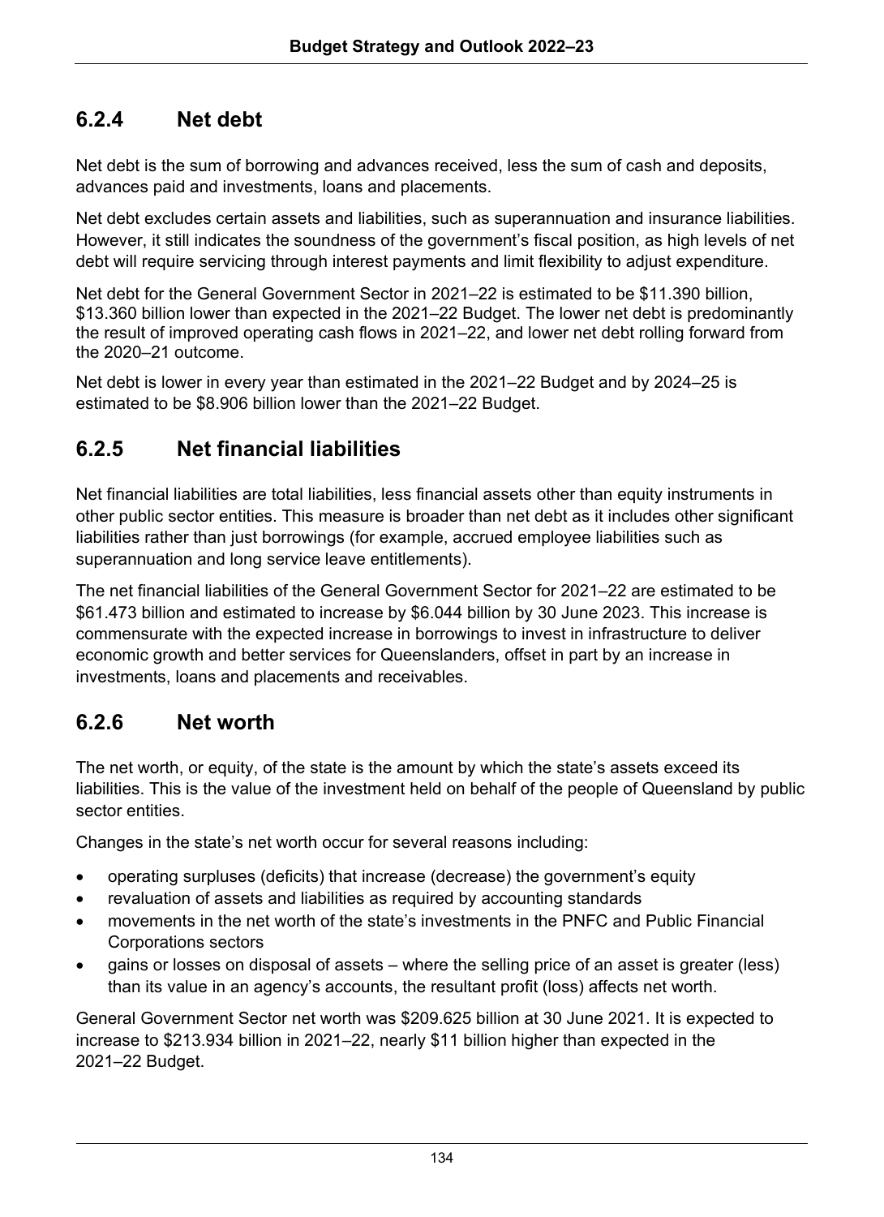### 6.2.4 Net debt

Net debt is the sum of borrowing and advances received, less the sum of cash and deposits, advances paid and investments, loans and placements.

Net debt excludes certain assets and liabilities, such as superannuation and insurance liabilities. However, it still indicates the soundness of the government's fiscal position, as high levels of net debt will require servicing through interest payments and limit flexibility to adjust expenditure.

Net debt for the General Government Sector in 2021–22 is estimated to be \$11.390 billion, \$13.360 billion lower than expected in the 2021–22 Budget. The lower net debt is predominantly the result of improved operating cash flows in 2021–22, and lower net debt rolling forward from the 2020–21 outcome.

Net debt is lower in every year than estimated in the 2021–22 Budget and by 2024–25 is estimated to be \$8.906 billion lower than the 2021–22 Budget.

### 6.2.5 Net financial liabilities

Net financial liabilities are total liabilities, less financial assets other than equity instruments in other public sector entities. This measure is broader than net debt as it includes other significant liabilities rather than just borrowings (for example, accrued employee liabilities such as superannuation and long service leave entitlements).

The net financial liabilities of the General Government Sector for 2021–22 are estimated to be \$61.473 billion and estimated to increase by \$6.044 billion by 30 June 2023. This increase is commensurate with the expected increase in borrowings to invest in infrastructure to deliver economic growth and better services for Queenslanders, offset in part by an increase in investments, loans and placements and receivables.

### 6.2.6 Net worth

The net worth, or equity, of the state is the amount by which the state's assets exceed its liabilities. This is the value of the investment held on behalf of the people of Queensland by public sector entities.

Changes in the state's net worth occur for several reasons including:

- operating surpluses (deficits) that increase (decrease) the government's equity
- revaluation of assets and liabilities as required by accounting standards
- movements in the net worth of the state's investments in the PNFC and Public Financial Corporations sectors
- gains or losses on disposal of assets – where the selling price of an asset is greater (less) than its value in an agency's accounts, the resultant profit (loss) affects net worth.

General Government Sector net worth was \$209.625 billion at 30 June 2021. It is expected to increase to \$213.934 billion in 2021–22, nearly \$11 billion higher than expected in the 2021–22 Budget.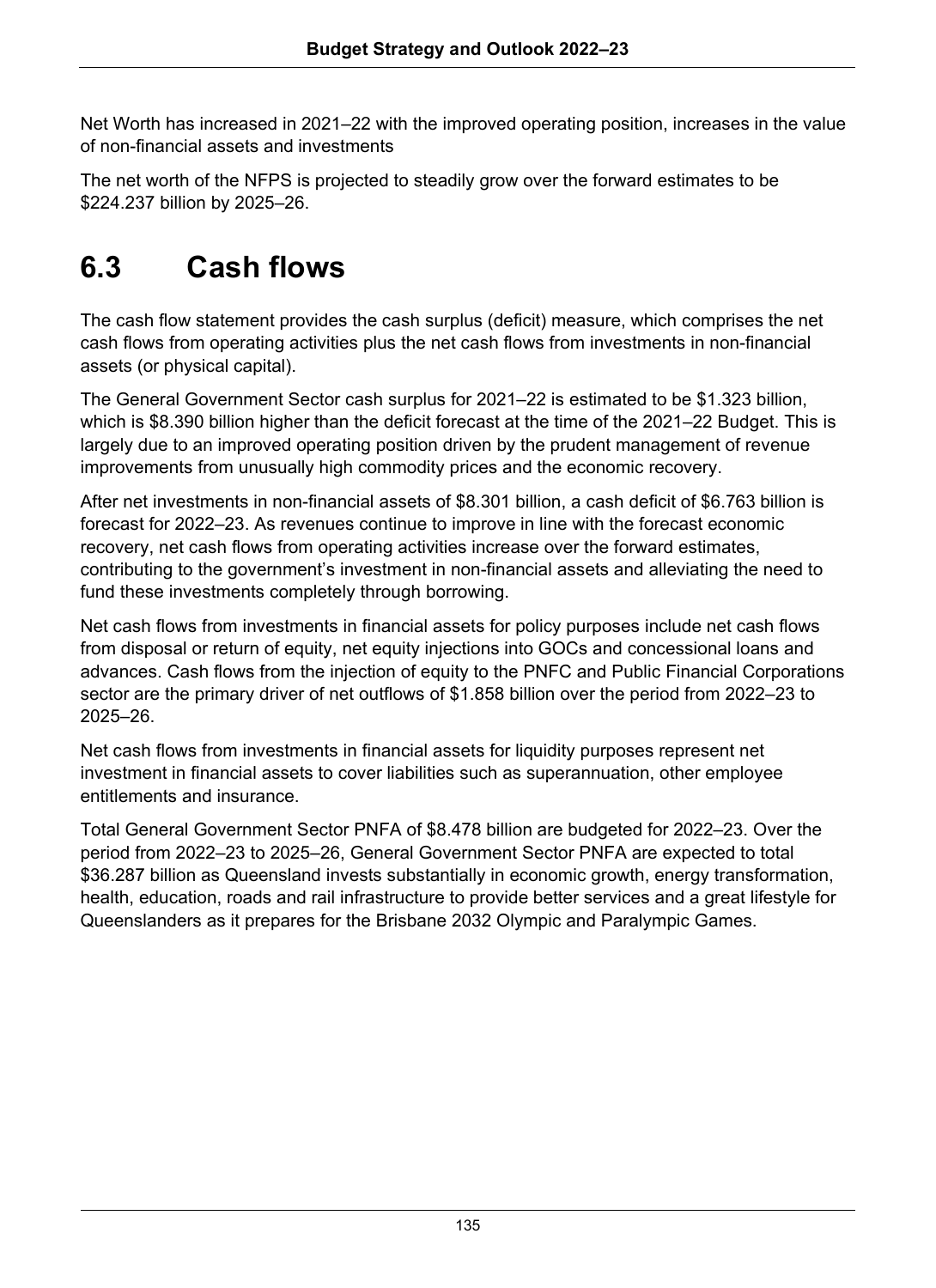Net Worth has increased in 2021–22 with the improved operating position, increases in the value of non-financial assets and investments

The net worth of the NFPS is projected to steadily grow over the forward estimates to be $224.237 billion by 2025–26.

## 6.3 Cash flows

The cash flow statement provides the cash surplus (deficit) measure, which comprises the net cash flows from operating activities plus the net cash flows from investments in non-financial assets (or physical capital).

The General Government Sector cash surplus for 2021–22 is estimated to be $1.323 billion, which is $8.390 billion higher than the deficit forecast at the time of the 2021–22 Budget. This is largely due to an improved operating position driven by the prudent management of revenue improvements from unusually high commodity prices and the economic recovery.

After net investments in non-financial assets of $8.301 billion, a cash deficit of $6.763 billion is forecast for 2022–23. As revenues continue to improve in line with the forecast economic recovery, net cash flows from operating activities increase over the forward estimates, contributing to the government's investment in non-financial assets and alleviating the need to fund these investments completely through borrowing.

Net cash flows from investments in financial assets for policy purposes include net cash flows from disposal or return of equity, net equity injections into GOCs and concessional loans and advances. Cash flows from the injection of equity to the PNFC and Public Financial Corporations sector are the primary driver of net outflows of $1.858 billion over the period from 2022–23 to 2025–26.

Net cash flows from investments in financial assets for liquidity purposes represent net investment in financial assets to cover liabilities such as superannuation, other employee entitlements and insurance.

Total General Government Sector PNFA of $8.478 billion are budgeted for 2022–23. Over the period from 2022–23 to 2025–26, General Government Sector PNFA are expected to total $36.287 billion as Queensland invests substantially in economic growth, energy transformation, health, education, roads and rail infrastructure to provide better services and a great lifestyle for Queenslanders as it prepares for the Brisbane 2032 Olympic and Paralympic Games.